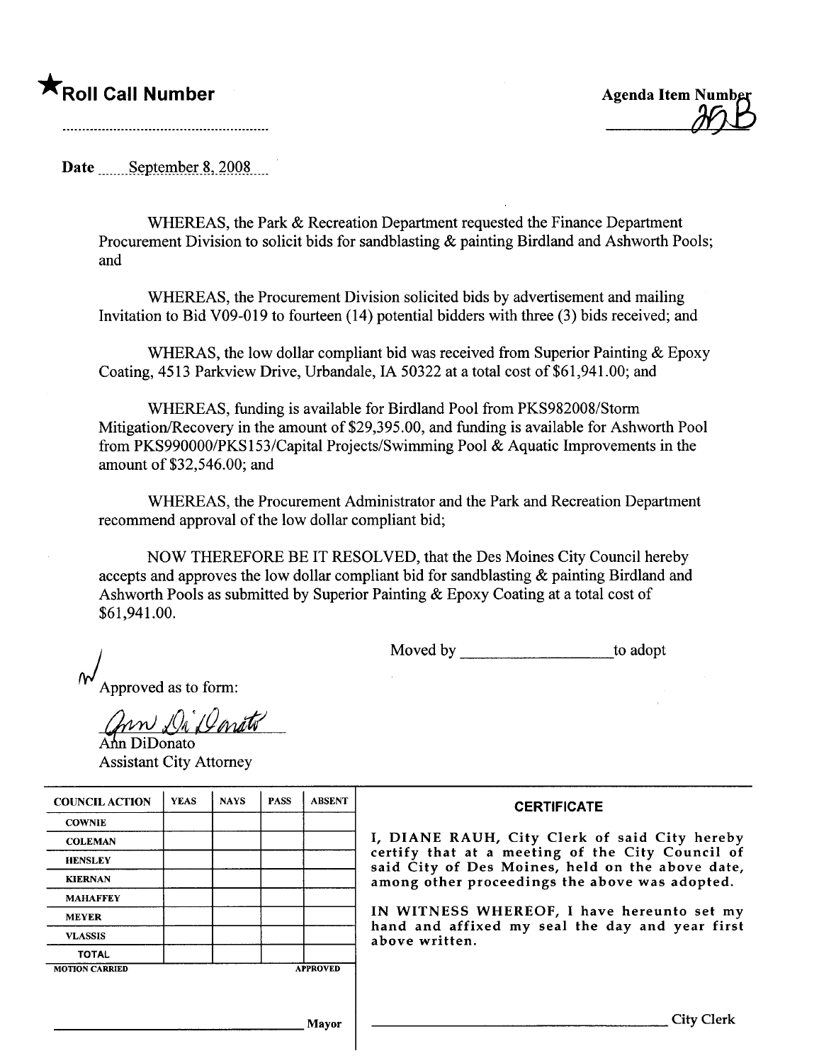★**Roll Call Number**

..........................................................

**Agenda Item Number**
25B

**Date** September 8, 2008

WHEREAS, the Park & Recreation Department requested the Finance Department Procurement Division to solicit bids for sandblasting & painting Birdland and Ashworth Pools; and

WHEREAS, the Procurement Division solicited bids by advertisement and mailing Invitation to Bid V09-019 to fourteen (14) potential bidders with three (3) bids received; and

WHERAS, the low dollar compliant bid was received from Superior Painting & Epoxy Coating, 4513 Parkview Drive, Urbandale, IA 50322 at a total cost of $61,941.00; and

WHEREAS, funding is available for Birdland Pool from PKS982008/Storm Mitigation/Recovery in the amount of $29,395.00, and funding is available for Ashworth Pool from PKS990000/PKS153/Capital Projects/Swimming Pool & Aquatic Improvements in the amount of $32,546.00; and

WHEREAS, the Procurement Administrator and the Park and Recreation Department recommend approval of the low dollar compliant bid;

NOW THEREFORE BE IT RESOLVED, that the Des Moines City Council hereby accepts and approves the low dollar compliant bid for sandblasting & painting Birdland and Ashworth Pools as submitted by Superior Painting & Epoxy Coating at a total cost of $61,941.00.

Moved by ____________________ to adopt

Approved as to form:

*Ann DiDonato*
Ann DiDonato
Assistant City Attorney

| COUNCIL ACTION | YEAS | NAYS | PASS | ABSENT |
|---|---|---|---|---|
| COWNIE | | | | |
| COLEMAN | | | | |
| HENSLEY | | | | |
| KIERNAN | | | | |
| MAHAFFEY | | | | |
| MEYER | | | | |
| VLASSIS | | | | |
| TOTAL | | | | |
| MOTION CARRIED | | | | APPROVED |

______________________________ Mayor

**CERTIFICATE**

I, DIANE RAUH, City Clerk of said City hereby certify that at a meeting of the City Council of said City of Des Moines, held on the above date, among other proceedings the above was adopted.

IN WITNESS WHEREOF, I have hereunto set my hand and affixed my seal the day and year first above written.

______________________________ City Clerk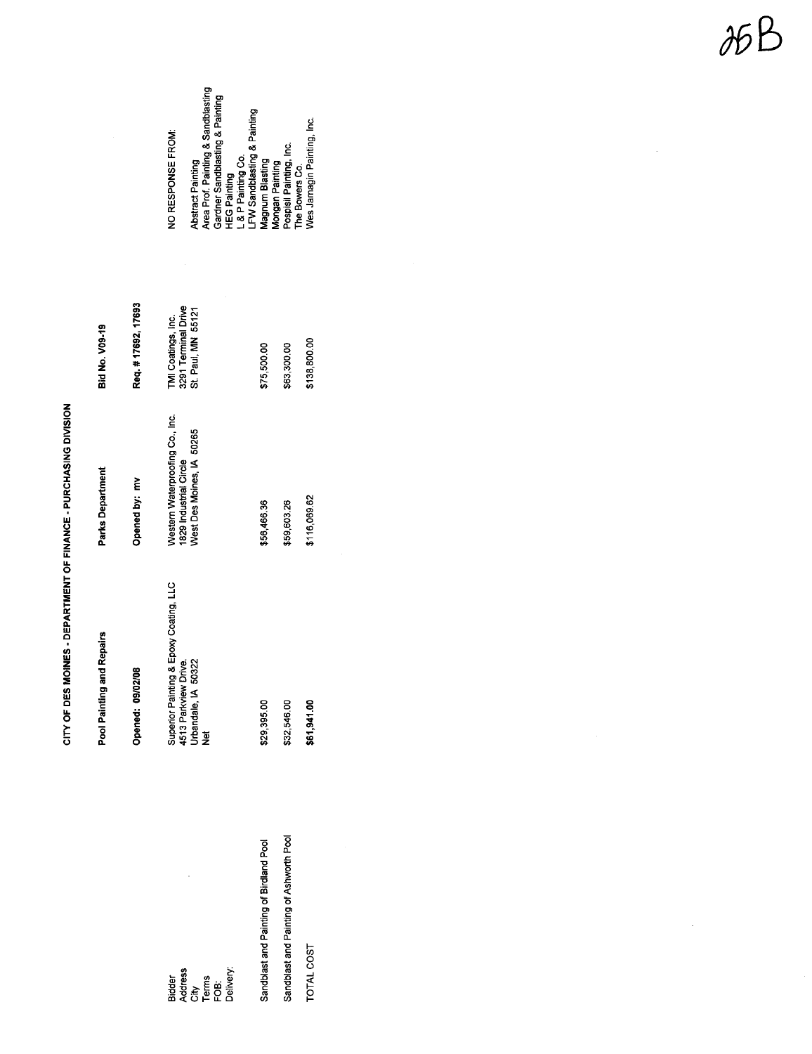25B

# CITY OF DES MOINES - DEPARTMENT OF FINANCE - PURCHASING DIVISION

| Pool Painting and Repairs | Parks Department | Bid No. V09-19 |
|---|---|---|
| Opened: 09/02/08 | Opened by: mv | Req. # 17692, 17693 |

| | | | |
|---|---|---|---|
| Bidder | Superior Painting & Epoxy Coating, LLC | Western Waterproofing Co., Inc. | TMI Coatings, Inc. |
| Address | 4513 Parkview Drive. | 1829 Industrial Circle | 3291 Terminal Drive |
| City | Urbandale, IA 50322 | West Des Moines, IA 50265 | St. Paul, MN 55121 |
| Terms | Net | | |
| FOB: | | | |
| Delivery: | | | |
| Sandblast and Painting of Birdland Pool | $29,395.00 | $56,466.36 | $75,500.00 |
| Sandblast and Painting of Ashworth Pool | $32,546.00 | $59,603.26 | $63,300.00 |
| TOTAL COST | **$61,941.00** | $116,069.62 | $138,800.00 |

NO RESPONSE FROM:

Abstract Painting
Area Prof. Painting & Sandblasting
Gardner Sandblasting & Painting
HEG Painting
L & P Painting Co.
LFW Sandblasting & Painting
Magnum Blasting
Mongan Painting
Pospisil Painting, Inc.
The Bowers Co.
Wes Jarnagin Painting, Inc.